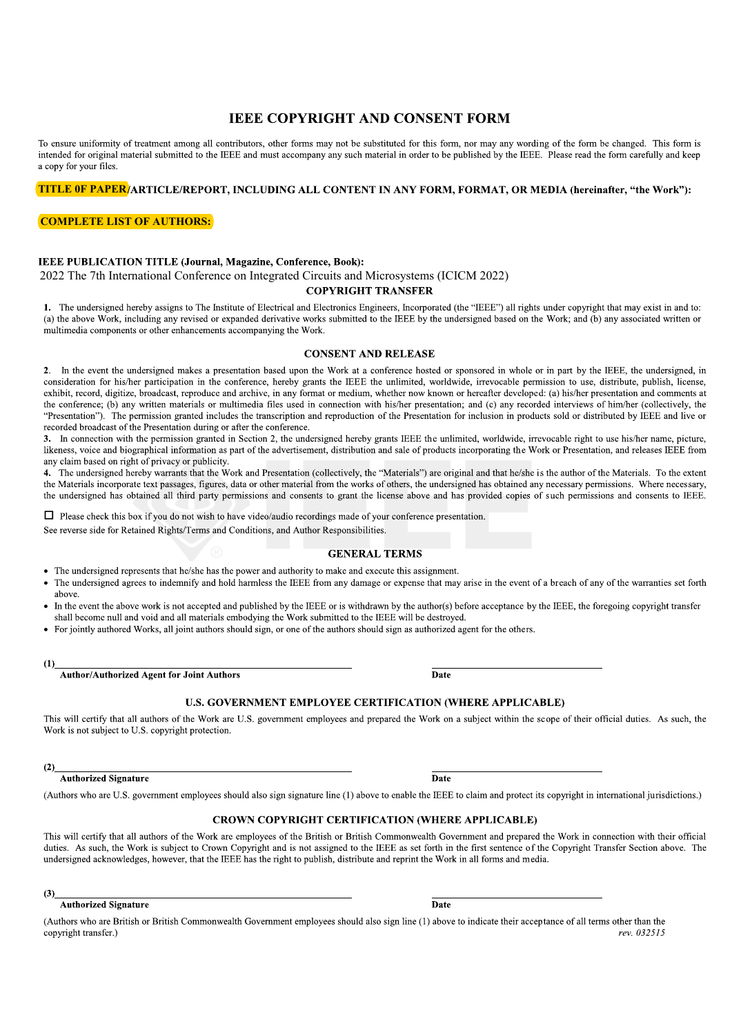# IEEE COPYRIGHT AND CONSENT FORM

To ensure uniformity of treatment among all contributors, other forms may not be substituted for this form, nor may any wording of the form be changed. This form is intended for original material submitted to the IEEE and must accompany any such material in order to be published by the IEEE. Please read the form carefully and keep a copy for your files.

**TITLE 0F PAPER/ARTICLE/REPORT, INCLUDING ALL CONTENT IN ANY FORM, FORMAT, OR MEDIA (hereinafter, "the Work"):**

**COMPLETE LIST OF AUTHORS:**

**IEEE PUBLICATION TITLE (Journal, Magazine, Conference, Book):**
2022 The 7th International Conference on Integrated Circuits and Microsystems (ICICM 2022)

## COPYRIGHT TRANSFER

**1.** The undersigned hereby assigns to The Institute of Electrical and Electronics Engineers, Incorporated (the "IEEE") all rights under copyright that may exist in and to: (a) the above Work, including any revised or expanded derivative works submitted to the IEEE by the undersigned based on the Work; and (b) any associated written or multimedia components or other enhancements accompanying the Work.

## CONSENT AND RELEASE

**2.** In the event the undersigned makes a presentation based upon the Work at a conference hosted or sponsored in whole or in part by the IEEE, the undersigned, in consideration for his/her participation in the conference, hereby grants the IEEE the unlimited, worldwide, irrevocable permission to use, distribute, publish, license, exhibit, record, digitize, broadcast, reproduce and archive, in any format or medium, whether now known or hereafter developed: (a) his/her presentation and comments at the conference; (b) any written materials or multimedia files used in connection with his/her presentation; and (c) any recorded interviews of him/her (collectively, the "Presentation"). The permission granted includes the transcription and reproduction of the Presentation for inclusion in products sold or distributed by IEEE and live or recorded broadcast of the Presentation during or after the conference.

**3.** In connection with the permission granted in Section 2, the undersigned hereby grants IEEE the unlimited, worldwide, irrevocable right to use his/her name, picture, likeness, voice and biographical information as part of the advertisement, distribution and sale of products incorporating the Work or Presentation, and releases IEEE from any claim based on right of privacy or publicity.

**4.** The undersigned hereby warrants that the Work and Presentation (collectively, the "Materials") are original and that he/she is the author of the Materials. To the extent the Materials incorporate text passages, figures, data or other material from the works of others, the undersigned has obtained any necessary permissions. Where necessary, the undersigned has obtained all third party permissions and consents to grant the license above and has provided copies of such permissions and consents to IEEE.

☐ Please check this box if you do not wish to have video/audio recordings made of your conference presentation.

See reverse side for Retained Rights/Terms and Conditions, and Author Responsibilities.

## GENERAL TERMS

- The undersigned represents that he/she has the power and authority to make and execute this assignment.
- The undersigned agrees to indemnify and hold harmless the IEEE from any damage or expense that may arise in the event of a breach of any of the warranties set forth above.
- In the event the above work is not accepted and published by the IEEE or is withdrawn by the author(s) before acceptance by the IEEE, the foregoing copyright transfer shall become null and void and all materials embodying the Work submitted to the IEEE will be destroyed.
- For jointly authored Works, all joint authors should sign, or one of the authors should sign as authorized agent for the others.

(1)\_\_\_\_\_\_\_\_\_\_\_\_\_\_\_\_\_\_\_\_\_\_\_\_\_\_\_\_\_\_\_\_\_\_\_\_\_\_\_\_ \_\_\_\_\_\_\_\_\_\_\_\_\_\_\_\_\_\_\_\_
**Author/Authorized Agent for Joint Authors** **Date**

## U.S. GOVERNMENT EMPLOYEE CERTIFICATION (WHERE APPLICABLE)

This will certify that all authors of the Work are U.S. government employees and prepared the Work on a subject within the scope of their official duties. As such, the Work is not subject to U.S. copyright protection.

(2)\_\_\_\_\_\_\_\_\_\_\_\_\_\_\_\_\_\_\_\_\_\_\_\_\_\_\_\_\_\_\_\_\_\_\_\_\_\_\_\_ \_\_\_\_\_\_\_\_\_\_\_\_\_\_\_\_\_\_\_\_
**Authorized Signature** **Date**

(Authors who are U.S. government employees should also sign signature line (1) above to enable the IEEE to claim and protect its copyright in international jurisdictions.)

## CROWN COPYRIGHT CERTIFICATION (WHERE APPLICABLE)

This will certify that all authors of the Work are employees of the British or British Commonwealth Government and prepared the Work in connection with their official duties. As such, the Work is subject to Crown Copyright and is not assigned to the IEEE as set forth in the first sentence of the Copyright Transfer Section above. The undersigned acknowledges, however, that the IEEE has the right to publish, distribute and reprint the Work in all forms and media.

(3)\_\_\_\_\_\_\_\_\_\_\_\_\_\_\_\_\_\_\_\_\_\_\_\_\_\_\_\_\_\_\_\_\_\_\_\_\_\_\_\_ \_\_\_\_\_\_\_\_\_\_\_\_\_\_\_\_\_\_\_\_
**Authorized Signature** **Date**

(Authors who are British or British Commonwealth Government employees should also sign line (1) above to indicate their acceptance of all terms other than the copyright transfer.)

*rev. 032515*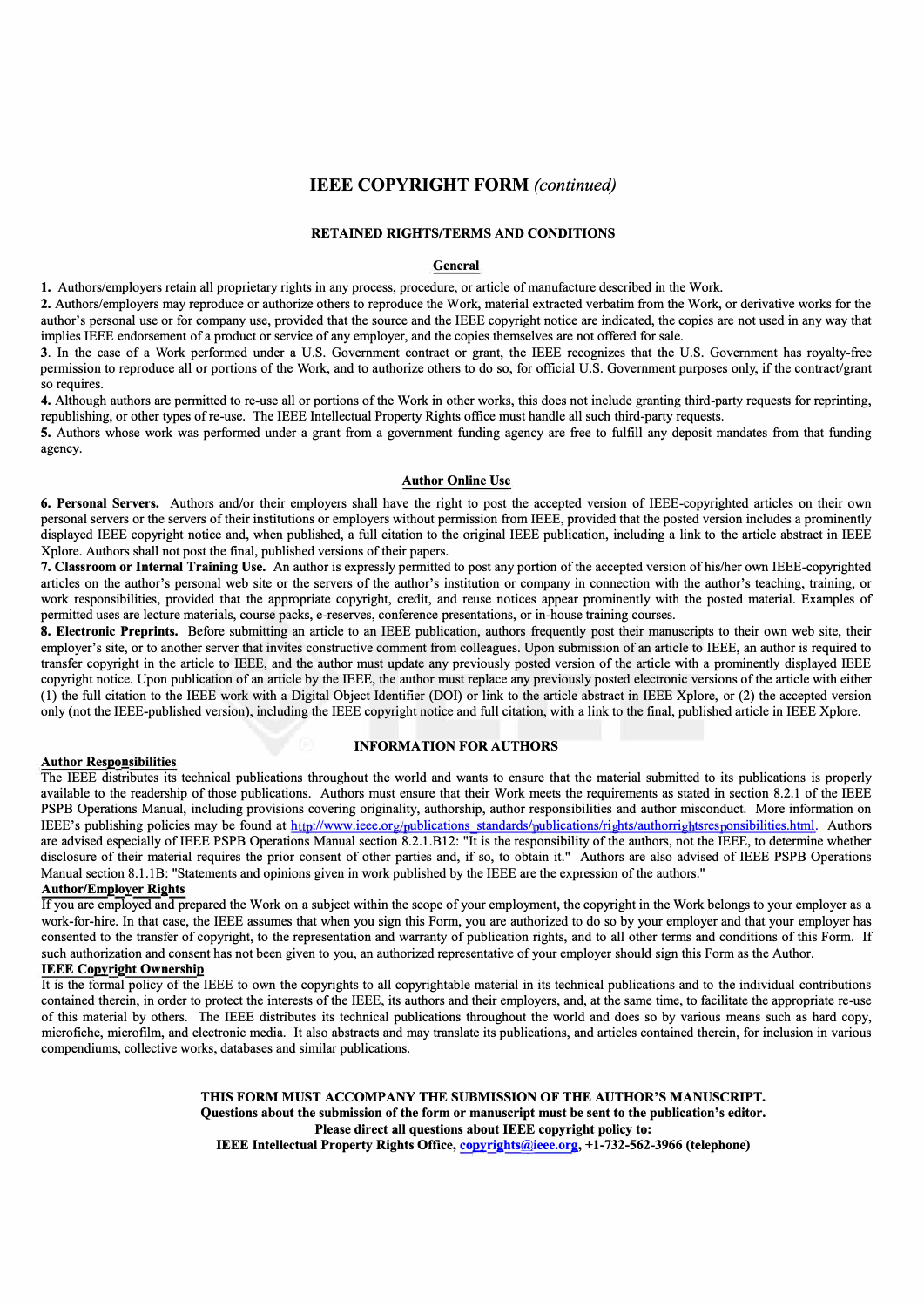# IEEE COPYRIGHT FORM *(continued)*

## RETAINED RIGHTS/TERMS AND CONDITIONS

### General

**1.** Authors/employers retain all proprietary rights in any process, procedure, or article of manufacture described in the Work.
**2.** Authors/employers may reproduce or authorize others to reproduce the Work, material extracted verbatim from the Work, or derivative works for the author's personal use or for company use, provided that the source and the IEEE copyright notice are indicated, the copies are not used in any way that implies IEEE endorsement of a product or service of any employer, and the copies themselves are not offered for sale.
**3**. In the case of a Work performed under a U.S. Government contract or grant, the IEEE recognizes that the U.S. Government has royalty-free permission to reproduce all or portions of the Work, and to authorize others to do so, for official U.S. Government purposes only, if the contract/grant so requires.
**4.** Although authors are permitted to re-use all or portions of the Work in other works, this does not include granting third-party requests for reprinting, republishing, or other types of re-use. The IEEE Intellectual Property Rights office must handle all such third-party requests.
**5.** Authors whose work was performed under a grant from a government funding agency are free to fulfill any deposit mandates from that funding agency.

### Author Online Use

**6. Personal Servers.** Authors and/or their employers shall have the right to post the accepted version of IEEE-copyrighted articles on their own personal servers or the servers of their institutions or employers without permission from IEEE, provided that the posted version includes a prominently displayed IEEE copyright notice and, when published, a full citation to the original IEEE publication, including a link to the article abstract in IEEE Xplore. Authors shall not post the final, published versions of their papers.
**7. Classroom or Internal Training Use.** An author is expressly permitted to post any portion of the accepted version of his/her own IEEE-copyrighted articles on the author's personal web site or the servers of the author's institution or company in connection with the author's teaching, training, or work responsibilities, provided that the appropriate copyright, credit, and reuse notices appear prominently with the posted material. Examples of permitted uses are lecture materials, course packs, e-reserves, conference presentations, or in-house training courses.
**8. Electronic Preprints.** Before submitting an article to an IEEE publication, authors frequently post their manuscripts to their own web site, their employer's site, or to another server that invites constructive comment from colleagues. Upon submission of an article to IEEE, an author is required to transfer copyright in the article to IEEE, and the author must update any previously posted version of the article with a prominently displayed IEEE copyright notice. Upon publication of an article by the IEEE, the author must replace any previously posted electronic versions of the article with either (1) the full citation to the IEEE work with a Digital Object Identifier (DOI) or link to the article abstract in IEEE Xplore, or (2) the accepted version only (not the IEEE-published version), including the IEEE copyright notice and full citation, with a link to the final, published article in IEEE Xplore.

## INFORMATION FOR AUTHORS

### Author Responsibilities

The IEEE distributes its technical publications throughout the world and wants to ensure that the material submitted to its publications is properly available to the readership of those publications. Authors must ensure that their Work meets the requirements as stated in section 8.2.1 of the IEEE PSPB Operations Manual, including provisions covering originality, authorship, author responsibilities and author misconduct. More information on IEEE's publishing policies may be found at http://www.ieee.org/publications_standards/publications/rights/authorrightsresponsibilities.html. Authors are advised especially of IEEE PSPB Operations Manual section 8.2.1.B12: "It is the responsibility of the authors, not the IEEE, to determine whether disclosure of their material requires the prior consent of other parties and, if so, to obtain it." Authors are also advised of IEEE PSPB Operations Manual section 8.1.1B: "Statements and opinions given in work published by the IEEE are the expression of the authors."

### Author/Employer Rights

If you are employed and prepared the Work on a subject within the scope of your employment, the copyright in the Work belongs to your employer as a work-for-hire. In that case, the IEEE assumes that when you sign this Form, you are authorized to do so by your employer and that your employer has consented to the transfer of copyright, to the representation and warranty of publication rights, and to all other terms and conditions of this Form. If such authorization and consent has not been given to you, an authorized representative of your employer should sign this Form as the Author.

### IEEE Copyright Ownership

It is the formal policy of the IEEE to own the copyrights to all copyrightable material in its technical publications and to the individual contributions contained therein, in order to protect the interests of the IEEE, its authors and their employers, and, at the same time, to facilitate the appropriate re-use of this material by others. The IEEE distributes its technical publications throughout the world and does so by various means such as hard copy, microfiche, microfilm, and electronic media. It also abstracts and may translate its publications, and articles contained therein, for inclusion in various compendiums, collective works, databases and similar publications.

**THIS FORM MUST ACCOMPANY THE SUBMISSION OF THE AUTHOR'S MANUSCRIPT.**
**Questions about the submission of the form or manuscript must be sent to the publication's editor.**
**Please direct all questions about IEEE copyright policy to:**
**IEEE Intellectual Property Rights Office, copyrights@ieee.org, +1-732-562-3966 (telephone)**